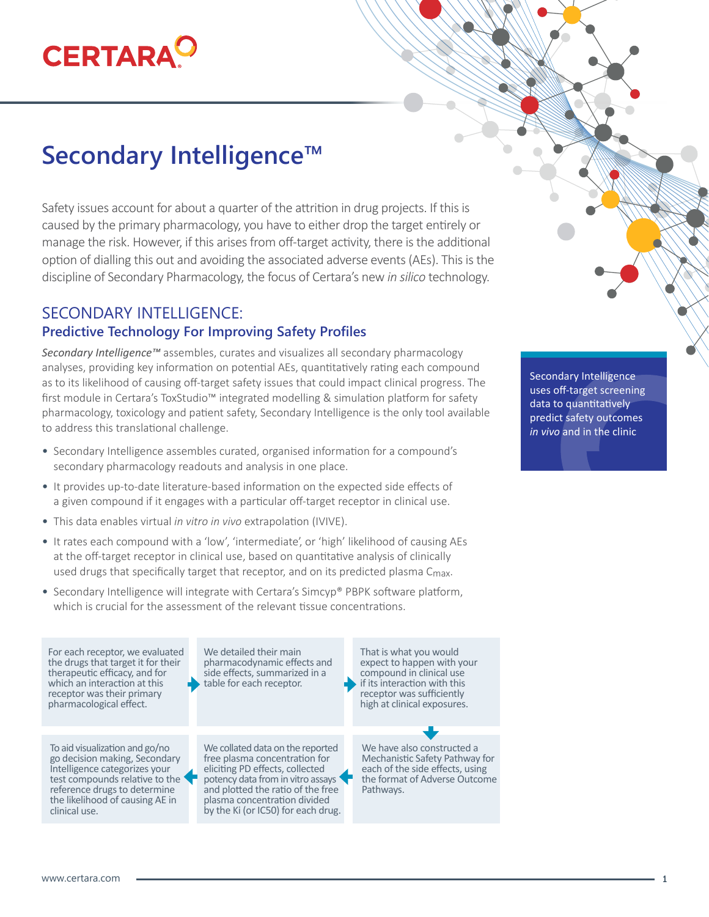CERTARA

# Secondary Intelligence™

Safety issues account for about a quarter of the attrition in drug projects. If this is caused by the primary pharmacology, you have to either drop the target entirely or manage the risk. However, if this arises from off-target activity, there is the additional option of dialling this out and avoiding the associated adverse events (AEs). This is the discipline of Secondary Pharmacology, the focus of Certara's new *in silico* technology.

## SECONDARY INTELLIGENCE:

### Predictive Technology For Improving Safety Profiles

*Secondary Intelligence™* assembles, curates and visualizes all secondary pharmacology analyses, providing key information on potential AEs, quantitatively rating each compound as to its likelihood of causing off-target safety issues that could impact clinical progress. The first module in Certara's ToxStudio™ integrated modelling & simulation platform for safety pharmacology, toxicology and patient safety, Secondary Intelligence is the only tool available to address this translational challenge.

- Secondary Intelligence assembles curated, organised information for a compound's secondary pharmacology readouts and analysis in one place.
- It provides up-to-date literature-based information on the expected side effects of a given compound if it engages with a particular off-target receptor in clinical use.
- This data enables virtual *in vitro in vivo* extrapolation (IVIVE).
- It rates each compound with a 'low', 'intermediate', or 'high' likelihood of causing AEs at the off-target receptor in clinical use, based on quantitative analysis of clinically used drugs that specifically target that receptor, and on its predicted plasma $C_{max}$.
- Secondary Intelligence will integrate with Certara's Simcyp® PBPK software platform, which is crucial for the assessment of the relevant tissue concentrations.

> Secondary Intelligence uses off-target screening data to quantitatively predict safety outcomes *in vivo* and in the clinic

1. For each receptor, we evaluated the drugs that target it for their therapeutic efficacy, and for which an interaction at this receptor was their primary pharmacological effect.
2. We detailed their main pharmacodynamic effects and side effects, summarized in a table for each receptor.
3. That is what you would expect to happen with your compound in clinical use if its interaction with this receptor was sufficiently high at clinical exposures.
4. We have also constructed a Mechanistic Safety Pathway for each of the side effects, using the format of Adverse Outcome Pathways.
5. We collated data on the reported free plasma concentration for eliciting PD effects, collected potency data from in vitro assays and plotted the ratio of the free plasma concentration divided by the Ki (or IC50) for each drug.
6. To aid visualization and go/no go decision making, Secondary Intelligence categorizes your test compounds relative to the reference drugs to determine the likelihood of causing AE in clinical use.

www.certara.com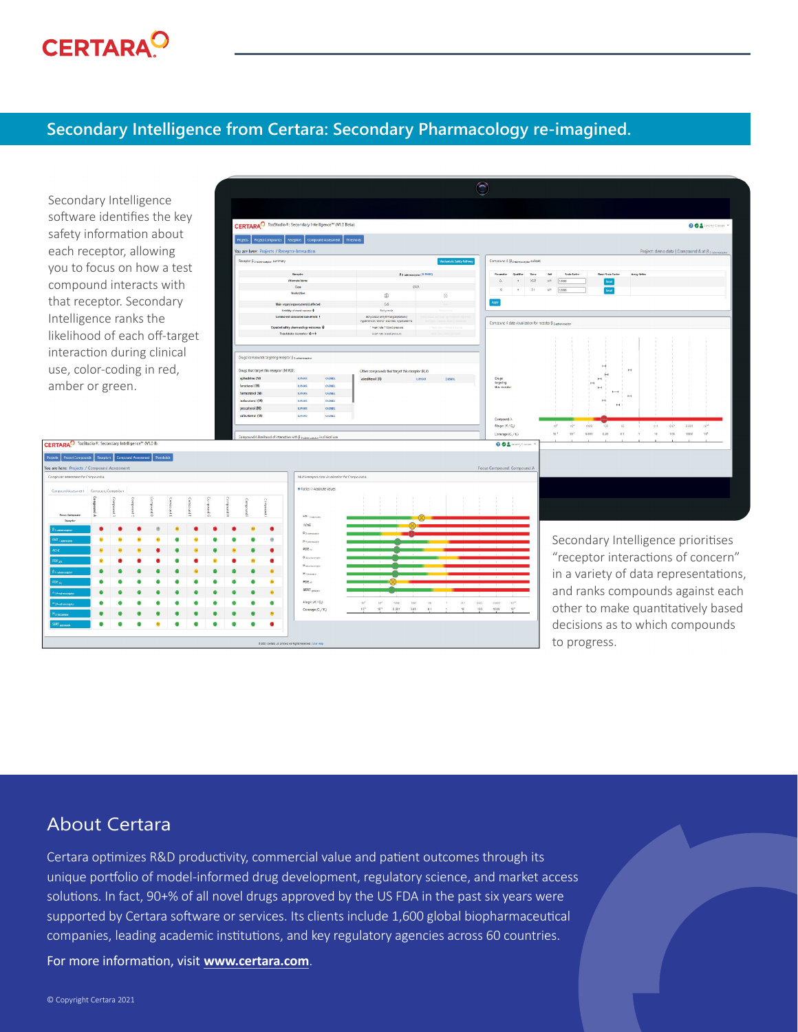## Secondary Intelligence from Certara: Secondary Pharmacology re-imagined.

Secondary Intelligence software identifies the key safety information about each receptor, allowing you to focus on how a test compound interacts with that receptor. Secondary Intelligence ranks the likelihood of each off-target interaction during clinical use, color-coding in red, amber or green.

Secondary Intelligence prioritises "receptor interactions of concern" in a variety of data representations, and ranks compounds against each other to make quantitatively based decisions as to which compounds to progress.

## About Certara

Certara optimizes R&D productivity, commercial value and patient outcomes through its unique portfolio of model-informed drug development, regulatory science, and market access solutions. In fact, 90+% of all novel drugs approved by the US FDA in the past six years were supported by Certara software or services. Its clients include 1,600 global biopharmaceutical companies, leading academic institutions, and key regulatory agencies across 60 countries.

For more information, visit **www.certara.com**.

© Copyright Certara 2021